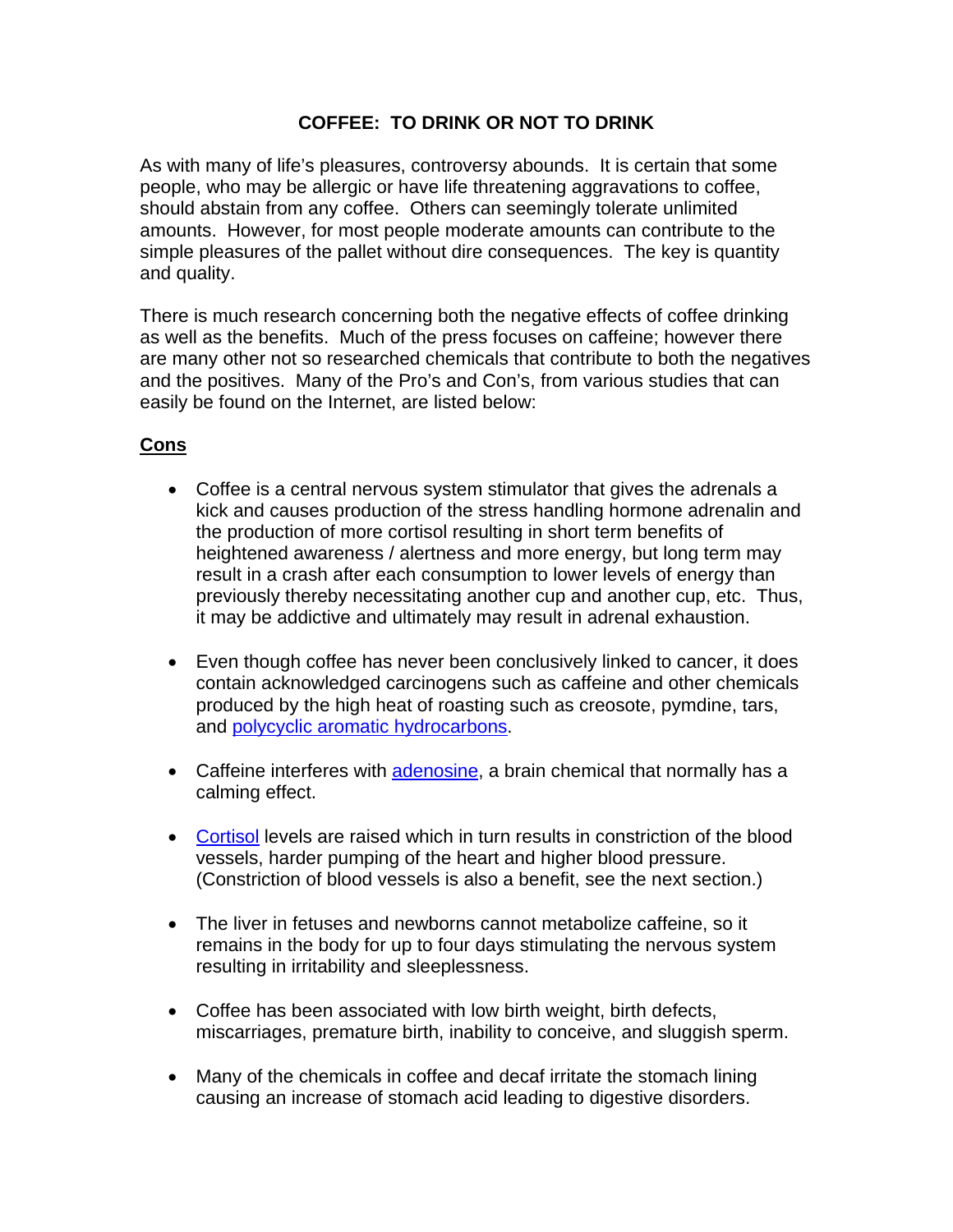# COFFEE: TO DRINK OR NOT TO DRINK

As with many of life's pleasures, controversy abounds. It is certain that some people, who may be allergic or have life threatening aggravations to coffee, should abstain from any coffee. Others can seemingly tolerate unlimited amounts. However, for most people moderate amounts can contribute to the simple pleasures of the pallet without dire consequences. The key is quantity and quality.

There is much research concerning both the negative effects of coffee drinking as well as the benefits. Much of the press focuses on caffeine; however there are many other not so researched chemicals that contribute to both the negatives and the positives. Many of the Pro's and Con's, from various studies that can easily be found on the Internet, are listed below:

## Cons

- Coffee is a central nervous system stimulator that gives the adrenals a kick and causes production of the stress handling hormone adrenalin and the production of more cortisol resulting in short term benefits of heightened awareness / alertness and more energy, but long term may result in a crash after each consumption to lower levels of energy than previously thereby necessitating another cup and another cup, etc. Thus, it may be addictive and ultimately may result in adrenal exhaustion.

- Even though coffee has never been conclusively linked to cancer, it does contain acknowledged carcinogens such as caffeine and other chemicals produced by the high heat of roasting such as creosote, pymdine, tars, and polycyclic aromatic hydrocarbons.

- Caffeine interferes with adenosine, a brain chemical that normally has a calming effect.

- Cortisol levels are raised which in turn results in constriction of the blood vessels, harder pumping of the heart and higher blood pressure. (Constriction of blood vessels is also a benefit, see the next section.)

- The liver in fetuses and newborns cannot metabolize caffeine, so it remains in the body for up to four days stimulating the nervous system resulting in irritability and sleeplessness.

- Coffee has been associated with low birth weight, birth defects, miscarriages, premature birth, inability to conceive, and sluggish sperm.

- Many of the chemicals in coffee and decaf irritate the stomach lining causing an increase of stomach acid leading to digestive disorders.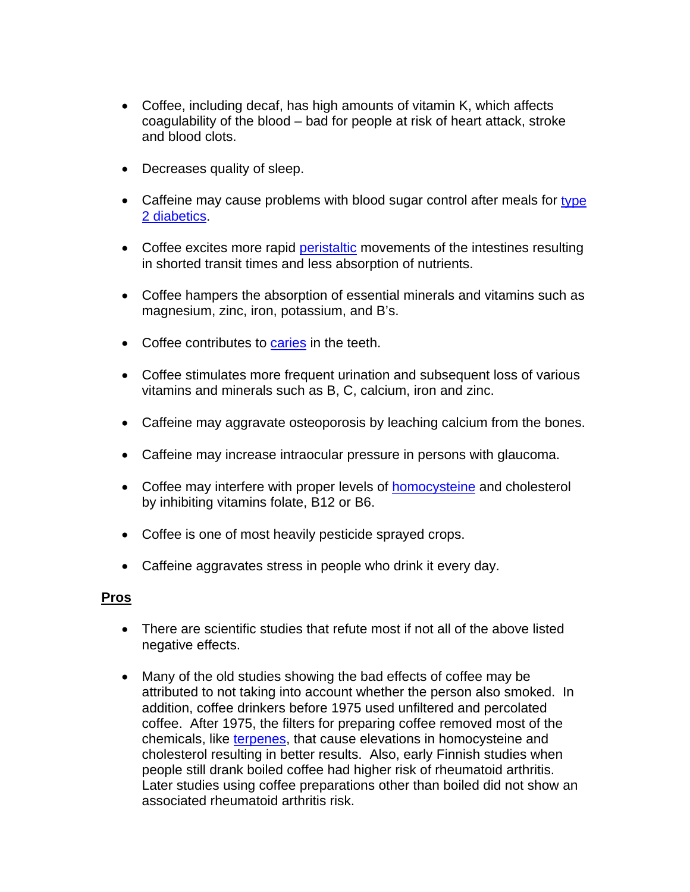- Coffee, including decaf, has high amounts of vitamin K, which affects coagulability of the blood – bad for people at risk of heart attack, stroke and blood clots.

- Decreases quality of sleep.

- Caffeine may cause problems with blood sugar control after meals for type 2 diabetics.

- Coffee excites more rapid peristaltic movements of the intestines resulting in shorted transit times and less absorption of nutrients.

- Coffee hampers the absorption of essential minerals and vitamins such as magnesium, zinc, iron, potassium, and B's.

- Coffee contributes to caries in the teeth.

- Coffee stimulates more frequent urination and subsequent loss of various vitamins and minerals such as B, C, calcium, iron and zinc.

- Caffeine may aggravate osteoporosis by leaching calcium from the bones.

- Caffeine may increase intraocular pressure in persons with glaucoma.

- Coffee may interfere with proper levels of homocysteine and cholesterol by inhibiting vitamins folate, B12 or B6.

- Coffee is one of most heavily pesticide sprayed crops.

- Caffeine aggravates stress in people who drink it every day.

**Pros**

- There are scientific studies that refute most if not all of the above listed negative effects.

- Many of the old studies showing the bad effects of coffee may be attributed to not taking into account whether the person also smoked. In addition, coffee drinkers before 1975 used unfiltered and percolated coffee. After 1975, the filters for preparing coffee removed most of the chemicals, like terpenes, that cause elevations in homocysteine and cholesterol resulting in better results. Also, early Finnish studies when people still drank boiled coffee had higher risk of rheumatoid arthritis. Later studies using coffee preparations other than boiled did not show an associated rheumatoid arthritis risk.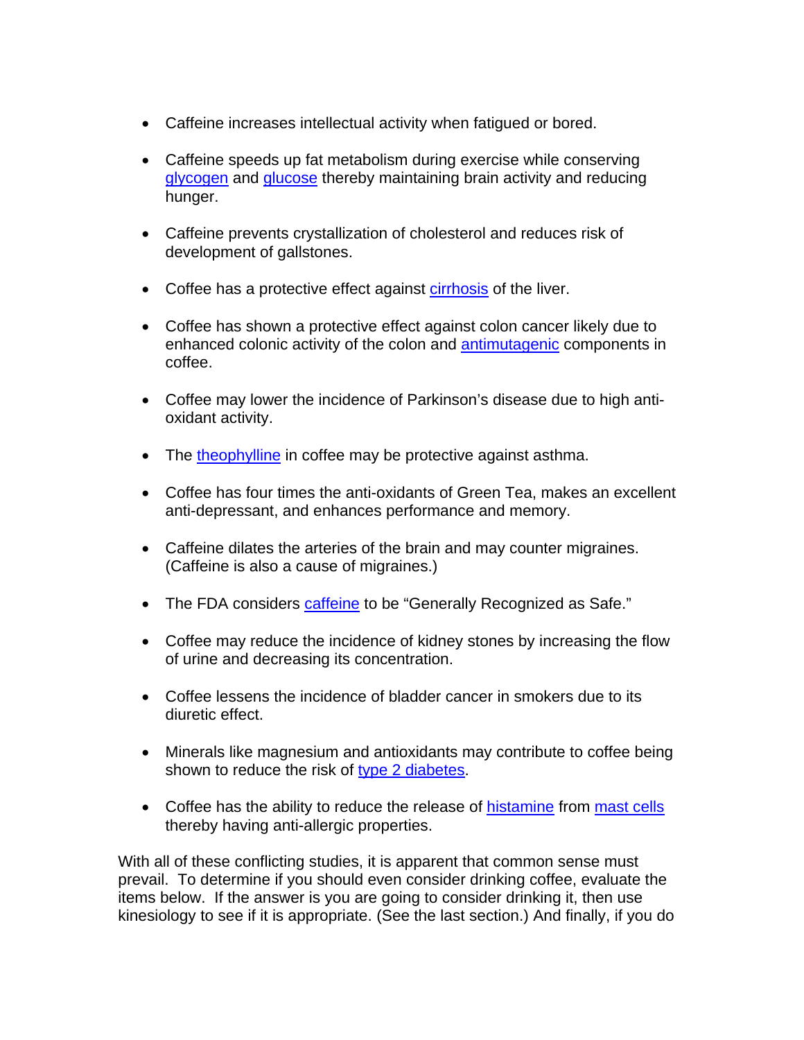- Caffeine increases intellectual activity when fatigued or bored.

- Caffeine speeds up fat metabolism during exercise while conserving glycogen and glucose thereby maintaining brain activity and reducing hunger.

- Caffeine prevents crystallization of cholesterol and reduces risk of development of gallstones.

- Coffee has a protective effect against cirrhosis of the liver.

- Coffee has shown a protective effect against colon cancer likely due to enhanced colonic activity of the colon and antimutagenic components in coffee.

- Coffee may lower the incidence of Parkinson's disease due to high anti-oxidant activity.

- The theophylline in coffee may be protective against asthma.

- Coffee has four times the anti-oxidants of Green Tea, makes an excellent anti-depressant, and enhances performance and memory.

- Caffeine dilates the arteries of the brain and may counter migraines. (Caffeine is also a cause of migraines.)

- The FDA considers caffeine to be "Generally Recognized as Safe."

- Coffee may reduce the incidence of kidney stones by increasing the flow of urine and decreasing its concentration.

- Coffee lessens the incidence of bladder cancer in smokers due to its diuretic effect.

- Minerals like magnesium and antioxidants may contribute to coffee being shown to reduce the risk of type 2 diabetes.

- Coffee has the ability to reduce the release of histamine from mast cells thereby having anti-allergic properties.

With all of these conflicting studies, it is apparent that common sense must prevail. To determine if you should even consider drinking coffee, evaluate the items below. If the answer is you are going to consider drinking it, then use kinesiology to see if it is appropriate. (See the last section.) And finally, if you do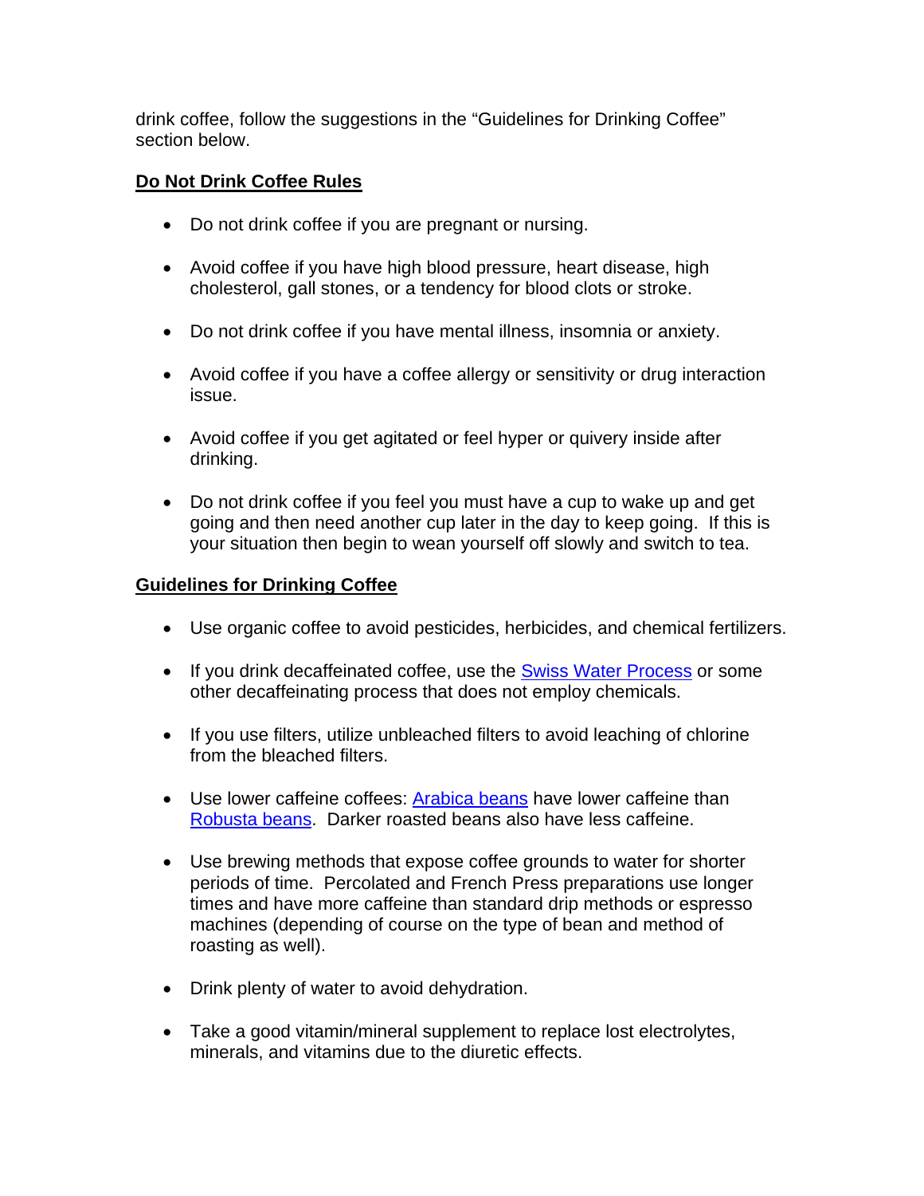drink coffee, follow the suggestions in the "Guidelines for Drinking Coffee" section below.

## Do Not Drink Coffee Rules

- Do not drink coffee if you are pregnant or nursing.
- Avoid coffee if you have high blood pressure, heart disease, high cholesterol, gall stones, or a tendency for blood clots or stroke.
- Do not drink coffee if you have mental illness, insomnia or anxiety.
- Avoid coffee if you have a coffee allergy or sensitivity or drug interaction issue.
- Avoid coffee if you get agitated or feel hyper or quivery inside after drinking.
- Do not drink coffee if you feel you must have a cup to wake up and get going and then need another cup later in the day to keep going. If this is your situation then begin to wean yourself off slowly and switch to tea.

## Guidelines for Drinking Coffee

- Use organic coffee to avoid pesticides, herbicides, and chemical fertilizers.
- If you drink decaffeinated coffee, use the Swiss Water Process or some other decaffeinating process that does not employ chemicals.
- If you use filters, utilize unbleached filters to avoid leaching of chlorine from the bleached filters.
- Use lower caffeine coffees: Arabica beans have lower caffeine than Robusta beans. Darker roasted beans also have less caffeine.
- Use brewing methods that expose coffee grounds to water for shorter periods of time. Percolated and French Press preparations use longer times and have more caffeine than standard drip methods or espresso machines (depending of course on the type of bean and method of roasting as well).
- Drink plenty of water to avoid dehydration.
- Take a good vitamin/mineral supplement to replace lost electrolytes, minerals, and vitamins due to the diuretic effects.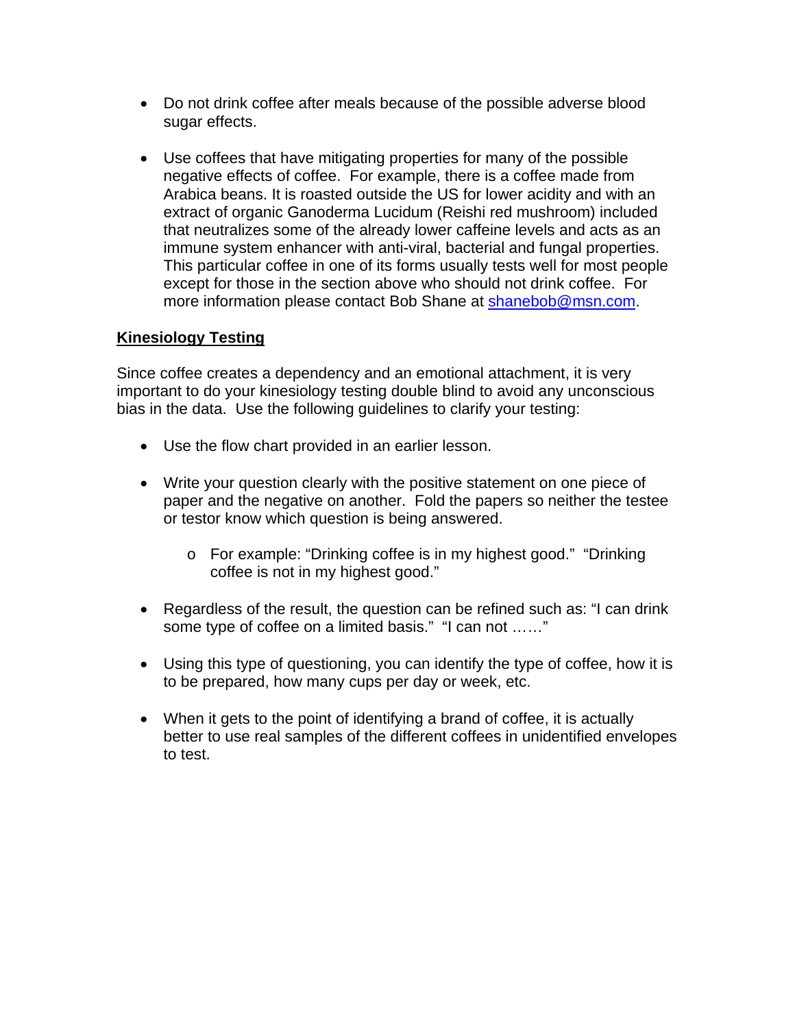- Do not drink coffee after meals because of the possible adverse blood sugar effects.

- Use coffees that have mitigating properties for many of the possible negative effects of coffee. For example, there is a coffee made from Arabica beans. It is roasted outside the US for lower acidity and with an extract of organic Ganoderma Lucidum (Reishi red mushroom) included that neutralizes some of the already lower caffeine levels and acts as an immune system enhancer with anti-viral, bacterial and fungal properties. This particular coffee in one of its forms usually tests well for most people except for those in the section above who should not drink coffee. For more information please contact Bob Shane at [shanebob@msn.com](mailto:shanebob@msn.com).

## **Kinesiology Testing**

Since coffee creates a dependency and an emotional attachment, it is very important to do your kinesiology testing double blind to avoid any unconscious bias in the data. Use the following guidelines to clarify your testing:

- Use the flow chart provided in an earlier lesson.

- Write your question clearly with the positive statement on one piece of paper and the negative on another. Fold the papers so neither the testee or testor know which question is being answered.

    - For example: "Drinking coffee is in my highest good." "Drinking coffee is not in my highest good."

- Regardless of the result, the question can be refined such as: "I can drink some type of coffee on a limited basis." "I can not ……"

- Using this type of questioning, you can identify the type of coffee, how it is to be prepared, how many cups per day or week, etc.

- When it gets to the point of identifying a brand of coffee, it is actually better to use real samples of the different coffees in unidentified envelopes to test.